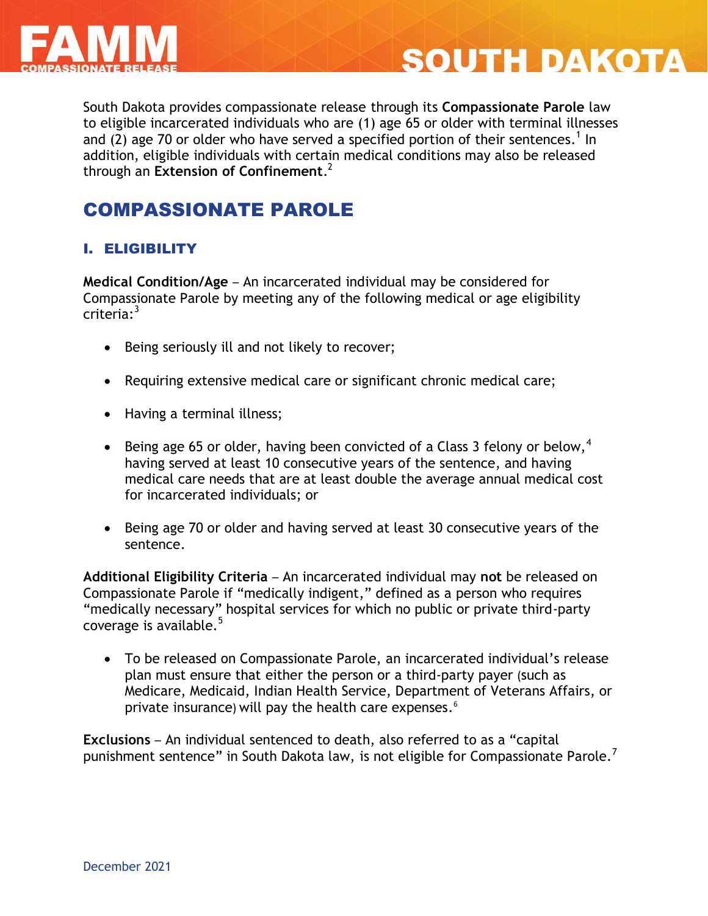# SOUTH DAKOTA

South Dakota provides compassionate release through its **Compassionate Parole** law to eligible incarcerated individuals who are (1) age 65 or older with terminal illnesses and (2) age 70 or older who have served a specified portion of their sentences.[1] In addition, eligible individuals with certain medical conditions may also be released through an **Extension of Confinement**.[2]

## COMPASSIONATE PAROLE

### I. ELIGIBILITY

**Medical Condition/Age** – An incarcerated individual may be considered for Compassionate Parole by meeting any of the following medical or age eligibility criteria:[3]

- Being seriously ill and not likely to recover;
- Requiring extensive medical care or significant chronic medical care;
- Having a terminal illness;
- Being age 65 or older, having been convicted of a Class 3 felony or below,[4] having served at least 10 consecutive years of the sentence, and having medical care needs that are at least double the average annual medical cost for incarcerated individuals; or
- Being age 70 or older and having served at least 30 consecutive years of the sentence.

**Additional Eligibility Criteria** – An incarcerated individual may **not** be released on Compassionate Parole if "medically indigent," defined as a person who requires "medically necessary" hospital services for which no public or private third-party coverage is available.[5]

- To be released on Compassionate Parole, an incarcerated individual's release plan must ensure that either the person or a third-party payer (such as Medicare, Medicaid, Indian Health Service, Department of Veterans Affairs, or private insurance) will pay the health care expenses.[6]

**Exclusions** – An individual sentenced to death, also referred to as a "capital punishment sentence" in South Dakota law, is not eligible for Compassionate Parole.[7]

December 2021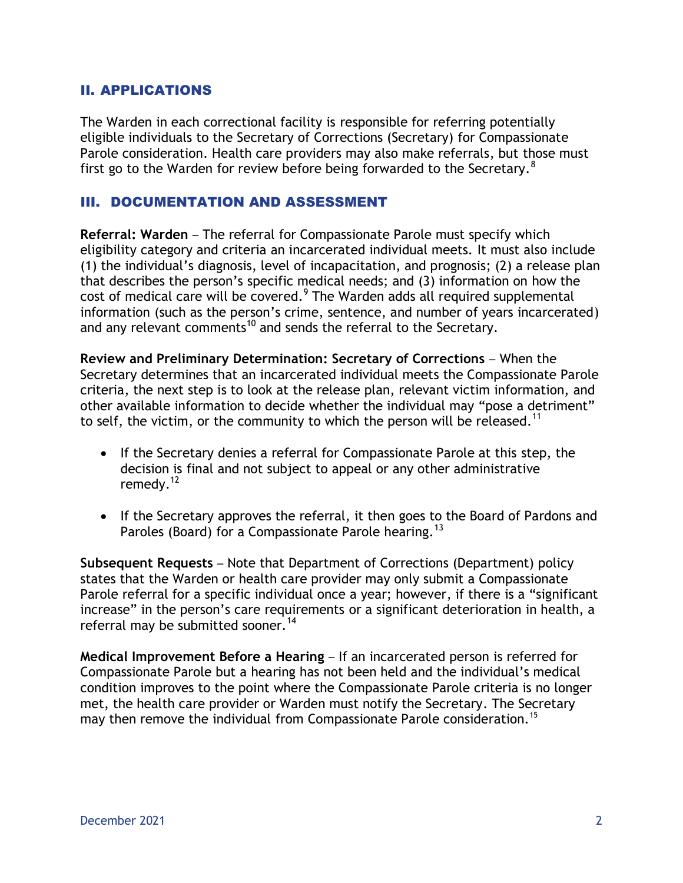## II. APPLICATIONS

The Warden in each correctional facility is responsible for referring potentially eligible individuals to the Secretary of Corrections (Secretary) for Compassionate Parole consideration. Health care providers may also make referrals, but those must first go to the Warden for review before being forwarded to the Secretary.[8]

## III. DOCUMENTATION AND ASSESSMENT

**Referral: Warden** – The referral for Compassionate Parole must specify which eligibility category and criteria an incarcerated individual meets. It must also include (1) the individual's diagnosis, level of incapacitation, and prognosis; (2) a release plan that describes the person's specific medical needs; and (3) information on how the cost of medical care will be covered.[9] The Warden adds all required supplemental information (such as the person's crime, sentence, and number of years incarcerated) and any relevant comments[10] and sends the referral to the Secretary.

**Review and Preliminary Determination: Secretary of Corrections** – When the Secretary determines that an incarcerated individual meets the Compassionate Parole criteria, the next step is to look at the release plan, relevant victim information, and other available information to decide whether the individual may "pose a detriment" to self, the victim, or the community to which the person will be released.[11]

- If the Secretary denies a referral for Compassionate Parole at this step, the decision is final and not subject to appeal or any other administrative remedy.[12]

- If the Secretary approves the referral, it then goes to the Board of Pardons and Paroles (Board) for a Compassionate Parole hearing.[13]

**Subsequent Requests** – Note that Department of Corrections (Department) policy states that the Warden or health care provider may only submit a Compassionate Parole referral for a specific individual once a year; however, if there is a "significant increase" in the person's care requirements or a significant deterioration in health, a referral may be submitted sooner.[14]

**Medical Improvement Before a Hearing** – If an incarcerated person is referred for Compassionate Parole but a hearing has not been held and the individual's medical condition improves to the point where the Compassionate Parole criteria is no longer met, the health care provider or Warden must notify the Secretary. The Secretary may then remove the individual from Compassionate Parole consideration.[15]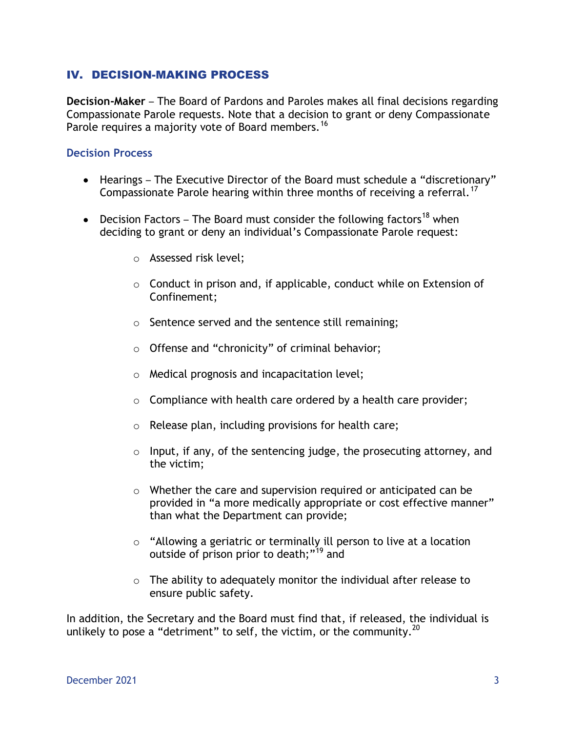## IV. DECISION-MAKING PROCESS

**Decision-Maker** – The Board of Pardons and Paroles makes all final decisions regarding Compassionate Parole requests. Note that a decision to grant or deny Compassionate Parole requires a majority vote of Board members.[16]

### Decision Process

- Hearings – The Executive Director of the Board must schedule a “discretionary” Compassionate Parole hearing within three months of receiving a referral.[17]
- Decision Factors – The Board must consider the following factors[18] when deciding to grant or deny an individual’s Compassionate Parole request:
    - Assessed risk level;
    - Conduct in prison and, if applicable, conduct while on Extension of Confinement;
    - Sentence served and the sentence still remaining;
    - Offense and “chronicity” of criminal behavior;
    - Medical prognosis and incapacitation level;
    - Compliance with health care ordered by a health care provider;
    - Release plan, including provisions for health care;
    - Input, if any, of the sentencing judge, the prosecuting attorney, and the victim;
    - Whether the care and supervision required or anticipated can be provided in “a more medically appropriate or cost effective manner” than what the Department can provide;
    - “Allowing a geriatric or terminally ill person to live at a location outside of prison prior to death;”[19] and
    - The ability to adequately monitor the individual after release to ensure public safety.

In addition, the Secretary and the Board must find that, if released, the individual is unlikely to pose a “detriment” to self, the victim, or the community.[20]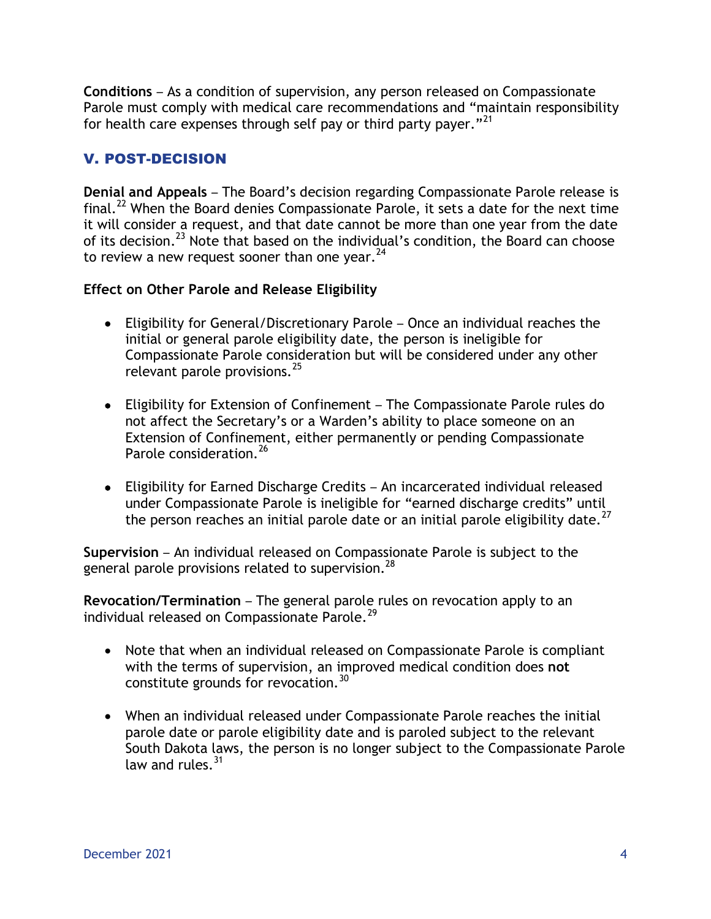**Conditions** – As a condition of supervision, any person released on Compassionate Parole must comply with medical care recommendations and "maintain responsibility for health care expenses through self pay or third party payer."[21]

## V. POST-DECISION

**Denial and Appeals** – The Board's decision regarding Compassionate Parole release is final.[22] When the Board denies Compassionate Parole, it sets a date for the next time it will consider a request, and that date cannot be more than one year from the date of its decision.[23] Note that based on the individual's condition, the Board can choose to review a new request sooner than one year.[24]

**Effect on Other Parole and Release Eligibility**

- Eligibility for General/Discretionary Parole – Once an individual reaches the initial or general parole eligibility date, the person is ineligible for Compassionate Parole consideration but will be considered under any other relevant parole provisions.[25]

- Eligibility for Extension of Confinement – The Compassionate Parole rules do not affect the Secretary's or a Warden's ability to place someone on an Extension of Confinement, either permanently or pending Compassionate Parole consideration.[26]

- Eligibility for Earned Discharge Credits – An incarcerated individual released under Compassionate Parole is ineligible for "earned discharge credits" until the person reaches an initial parole date or an initial parole eligibility date.[27]

**Supervision** – An individual released on Compassionate Parole is subject to the general parole provisions related to supervision.[28]

**Revocation/Termination** – The general parole rules on revocation apply to an individual released on Compassionate Parole.[29]

- Note that when an individual released on Compassionate Parole is compliant with the terms of supervision, an improved medical condition does **not** constitute grounds for revocation.[30]

- When an individual released under Compassionate Parole reaches the initial parole date or parole eligibility date and is paroled subject to the relevant South Dakota laws, the person is no longer subject to the Compassionate Parole law and rules.[31]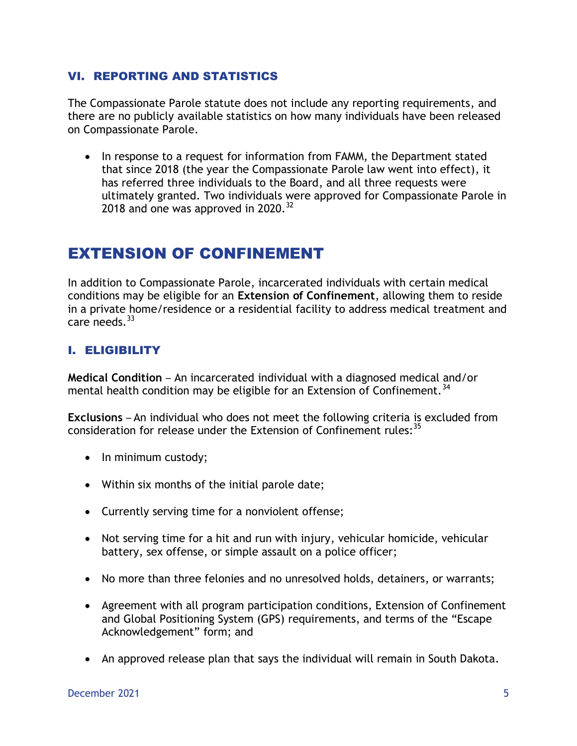### VI. REPORTING AND STATISTICS

The Compassionate Parole statute does not include any reporting requirements, and there are no publicly available statistics on how many individuals have been released on Compassionate Parole.

- In response to a request for information from FAMM, the Department stated that since 2018 (the year the Compassionate Parole law went into effect), it has referred three individuals to the Board, and all three requests were ultimately granted. Two individuals were approved for Compassionate Parole in 2018 and one was approved in 2020.[32]

## EXTENSION OF CONFINEMENT

In addition to Compassionate Parole, incarcerated individuals with certain medical conditions may be eligible for an **Extension of Confinement**, allowing them to reside in a private home/residence or a residential facility to address medical treatment and care needs.[33]

### I. ELIGIBILITY

**Medical Condition** – An incarcerated individual with a diagnosed medical and/or mental health condition may be eligible for an Extension of Confinement.[34]

**Exclusions** – An individual who does not meet the following criteria is excluded from consideration for release under the Extension of Confinement rules:[35]

- In minimum custody;
- Within six months of the initial parole date;
- Currently serving time for a nonviolent offense;
- Not serving time for a hit and run with injury, vehicular homicide, vehicular battery, sex offense, or simple assault on a police officer;
- No more than three felonies and no unresolved holds, detainers, or warrants;
- Agreement with all program participation conditions, Extension of Confinement and Global Positioning System (GPS) requirements, and terms of the "Escape Acknowledgement" form; and
- An approved release plan that says the individual will remain in South Dakota.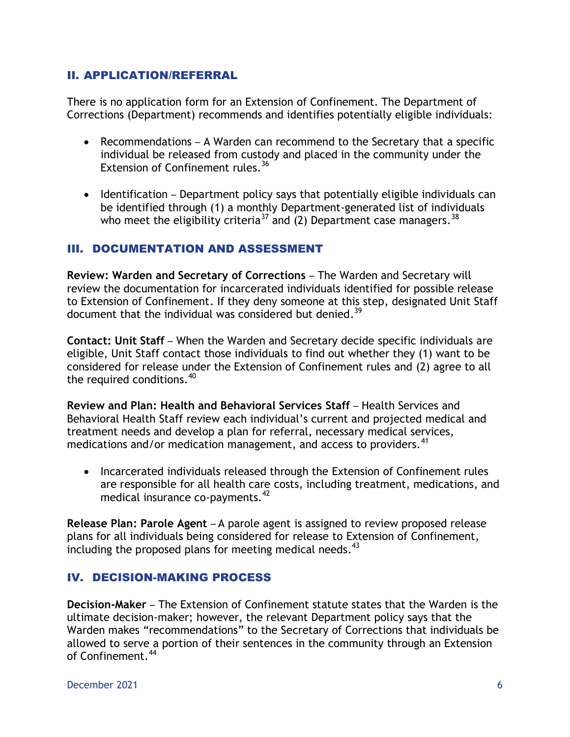## II. APPLICATION/REFERRAL

There is no application form for an Extension of Confinement. The Department of Corrections (Department) recommends and identifies potentially eligible individuals:

- Recommendations – A Warden can recommend to the Secretary that a specific individual be released from custody and placed in the community under the Extension of Confinement rules.[36]
- Identification – Department policy says that potentially eligible individuals can be identified through (1) a monthly Department-generated list of individuals who meet the eligibility criteria[37] and (2) Department case managers.[38]

## III. DOCUMENTATION AND ASSESSMENT

**Review: Warden and Secretary of Corrections** – The Warden and Secretary will review the documentation for incarcerated individuals identified for possible release to Extension of Confinement. If they deny someone at this step, designated Unit Staff document that the individual was considered but denied.[39]

**Contact: Unit Staff** – When the Warden and Secretary decide specific individuals are eligible, Unit Staff contact those individuals to find out whether they (1) want to be considered for release under the Extension of Confinement rules and (2) agree to all the required conditions.[40]

**Review and Plan: Health and Behavioral Services Staff** – Health Services and Behavioral Health Staff review each individual's current and projected medical and treatment needs and develop a plan for referral, necessary medical services, medications and/or medication management, and access to providers.[41]

- Incarcerated individuals released through the Extension of Confinement rules are responsible for all health care costs, including treatment, medications, and medical insurance co-payments.[42]

**Release Plan: Parole Agent** – A parole agent is assigned to review proposed release plans for all individuals being considered for release to Extension of Confinement, including the proposed plans for meeting medical needs.[43]

## IV. DECISION-MAKING PROCESS

**Decision-Maker** – The Extension of Confinement statute states that the Warden is the ultimate decision-maker; however, the relevant Department policy says that the Warden makes "recommendations" to the Secretary of Corrections that individuals be allowed to serve a portion of their sentences in the community through an Extension of Confinement.[44]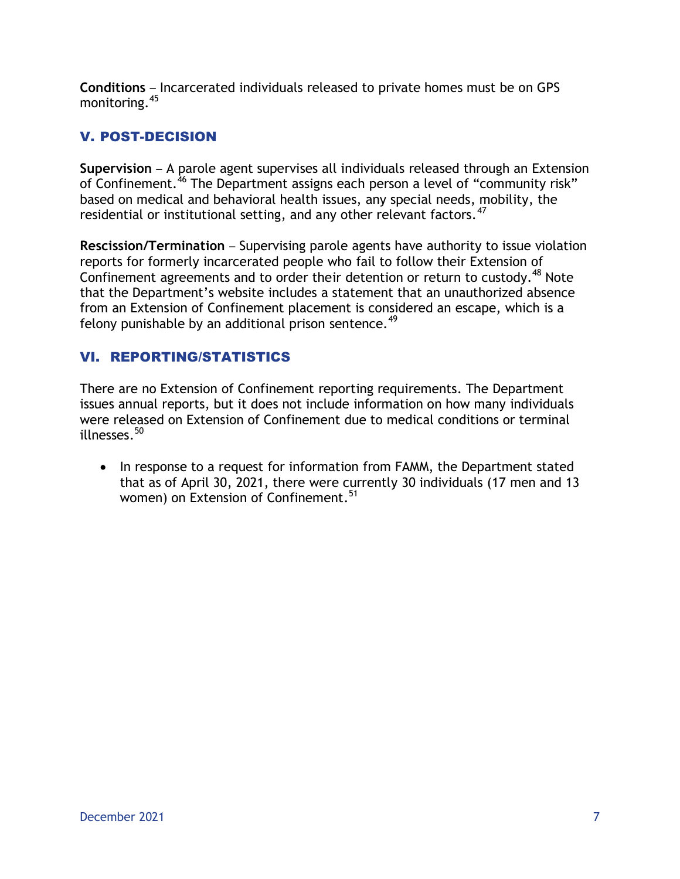**Conditions** – Incarcerated individuals released to private homes must be on GPS monitoring.[45]

## V. POST-DECISION

**Supervision** – A parole agent supervises all individuals released through an Extension of Confinement.[46] The Department assigns each person a level of "community risk" based on medical and behavioral health issues, any special needs, mobility, the residential or institutional setting, and any other relevant factors.[47]

**Rescission/Termination** – Supervising parole agents have authority to issue violation reports for formerly incarcerated people who fail to follow their Extension of Confinement agreements and to order their detention or return to custody.[48] Note that the Department's website includes a statement that an unauthorized absence from an Extension of Confinement placement is considered an escape, which is a felony punishable by an additional prison sentence.[49]

## VI. REPORTING/STATISTICS

There are no Extension of Confinement reporting requirements. The Department issues annual reports, but it does not include information on how many individuals were released on Extension of Confinement due to medical conditions or terminal illnesses.[50]

- In response to a request for information from FAMM, the Department stated that as of April 30, 2021, there were currently 30 individuals (17 men and 13 women) on Extension of Confinement.[51]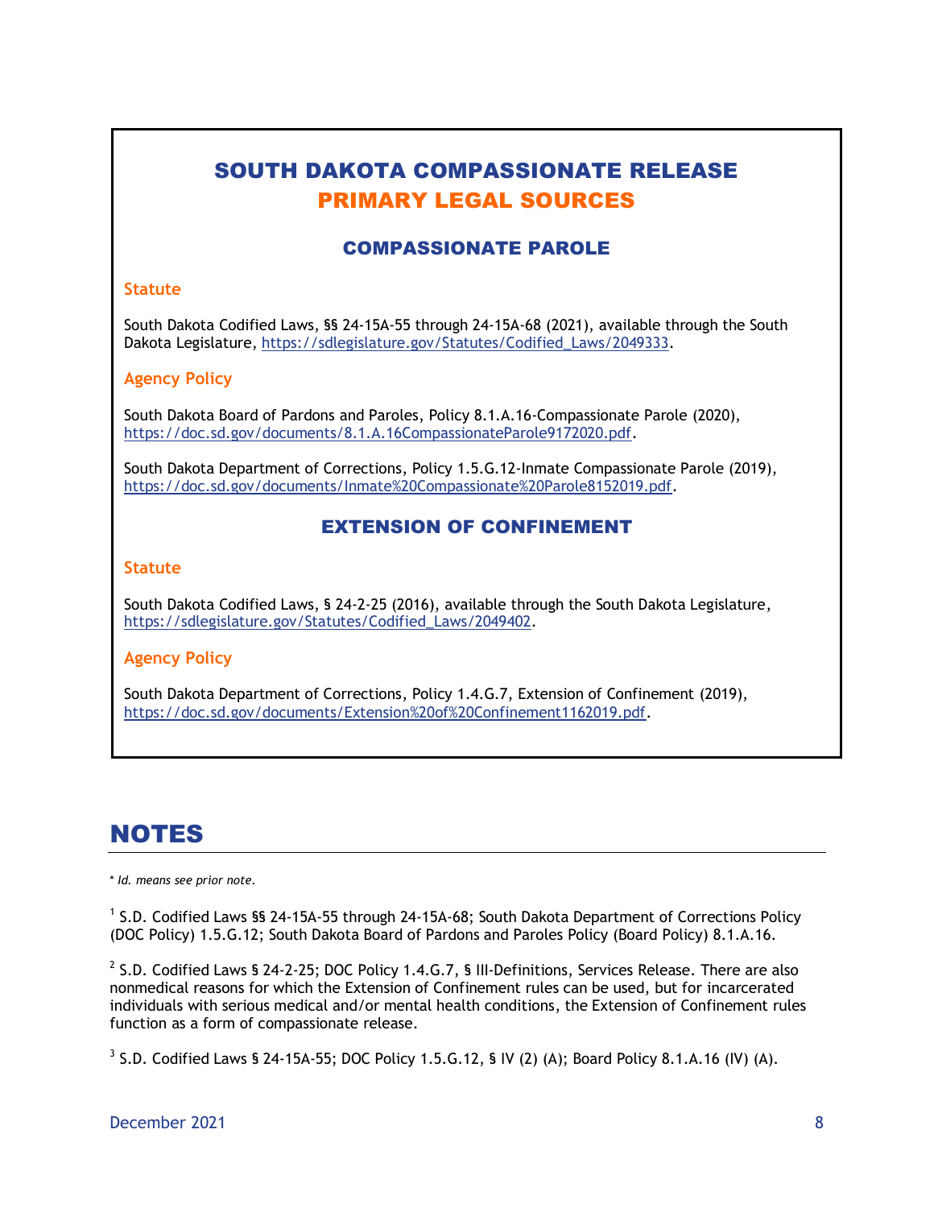# SOUTH DAKOTA COMPASSIONATE RELEASE
# PRIMARY LEGAL SOURCES

## COMPASSIONATE PAROLE

### Statute

South Dakota Codified Laws, §§ 24-15A-55 through 24-15A-68 (2021), available through the South Dakota Legislature, https://sdlegislature.gov/Statutes/Codified_Laws/2049333.

### Agency Policy

South Dakota Board of Pardons and Paroles, Policy 8.1.A.16-Compassionate Parole (2020), https://doc.sd.gov/documents/8.1.A.16CompassionateParole9172020.pdf.

South Dakota Department of Corrections, Policy 1.5.G.12-Inmate Compassionate Parole (2019), https://doc.sd.gov/documents/Inmate%20Compassionate%20Parole8152019.pdf.

## EXTENSION OF CONFINEMENT

### Statute

South Dakota Codified Laws, § 24-2-25 (2016), available through the South Dakota Legislature, https://sdlegislature.gov/Statutes/Codified_Laws/2049402.

### Agency Policy

South Dakota Department of Corrections, Policy 1.4.G.7, Extension of Confinement (2019), https://doc.sd.gov/documents/Extension%20of%20Confinement1162019.pdf.

# NOTES

*\* Id. means see prior note.*

[1] S.D. Codified Laws §§ 24-15A-55 through 24-15A-68; South Dakota Department of Corrections Policy (DOC Policy) 1.5.G.12; South Dakota Board of Pardons and Paroles Policy (Board Policy) 8.1.A.16.

[2] S.D. Codified Laws § 24-2-25; DOC Policy 1.4.G.7, § III-Definitions, Services Release. There are also nonmedical reasons for which the Extension of Confinement rules can be used, but for incarcerated individuals with serious medical and/or mental health conditions, the Extension of Confinement rules function as a form of compassionate release.

[3] S.D. Codified Laws § 24-15A-55; DOC Policy 1.5.G.12, § IV (2) (A); Board Policy 8.1.A.16 (IV) (A).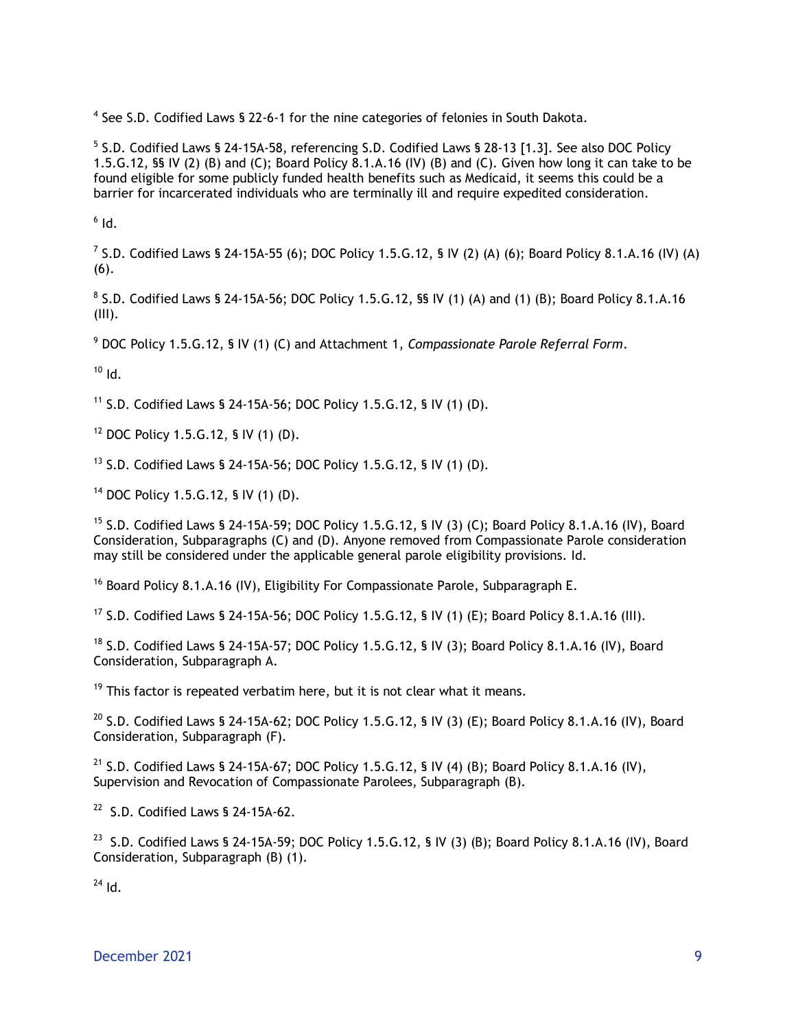[4] See S.D. Codified Laws § 22-6-1 for the nine categories of felonies in South Dakota.

[5] S.D. Codified Laws § 24-15A-58, referencing S.D. Codified Laws § 28-13 [1.3]. See also DOC Policy 1.5.G.12, §§ IV (2) (B) and (C); Board Policy 8.1.A.16 (IV) (B) and (C). Given how long it can take to be found eligible for some publicly funded health benefits such as Medicaid, it seems this could be a barrier for incarcerated individuals who are terminally ill and require expedited consideration.

[6] Id.

[7] S.D. Codified Laws § 24-15A-55 (6); DOC Policy 1.5.G.12, § IV (2) (A) (6); Board Policy 8.1.A.16 (IV) (A) (6).

[8] S.D. Codified Laws § 24-15A-56; DOC Policy 1.5.G.12, §§ IV (1) (A) and (1) (B); Board Policy 8.1.A.16 (III).

[9] DOC Policy 1.5.G.12, § IV (1) (C) and Attachment 1, *Compassionate Parole Referral Form*.

[10] Id.

[11] S.D. Codified Laws § 24-15A-56; DOC Policy 1.5.G.12, § IV (1) (D).

[12] DOC Policy 1.5.G.12, § IV (1) (D).

[13] S.D. Codified Laws § 24-15A-56; DOC Policy 1.5.G.12, § IV (1) (D).

[14] DOC Policy 1.5.G.12, § IV (1) (D).

[15] S.D. Codified Laws § 24-15A-59; DOC Policy 1.5.G.12, § IV (3) (C); Board Policy 8.1.A.16 (IV), Board Consideration, Subparagraphs (C) and (D). Anyone removed from Compassionate Parole consideration may still be considered under the applicable general parole eligibility provisions. Id.

[16] Board Policy 8.1.A.16 (IV), Eligibility For Compassionate Parole, Subparagraph E.

[17] S.D. Codified Laws § 24-15A-56; DOC Policy 1.5.G.12, § IV (1) (E); Board Policy 8.1.A.16 (III).

[18] S.D. Codified Laws § 24-15A-57; DOC Policy 1.5.G.12, § IV (3); Board Policy 8.1.A.16 (IV), Board Consideration, Subparagraph A.

[19] This factor is repeated verbatim here, but it is not clear what it means.

[20] S.D. Codified Laws § 24-15A-62; DOC Policy 1.5.G.12, § IV (3) (E); Board Policy 8.1.A.16 (IV), Board Consideration, Subparagraph (F).

[21] S.D. Codified Laws § 24-15A-67; DOC Policy 1.5.G.12, § IV (4) (B); Board Policy 8.1.A.16 (IV), Supervision and Revocation of Compassionate Parolees, Subparagraph (B).

[22] S.D. Codified Laws § 24-15A-62.

[23] S.D. Codified Laws § 24-15A-59; DOC Policy 1.5.G.12, § IV (3) (B); Board Policy 8.1.A.16 (IV), Board Consideration, Subparagraph (B) (1).

[24] Id.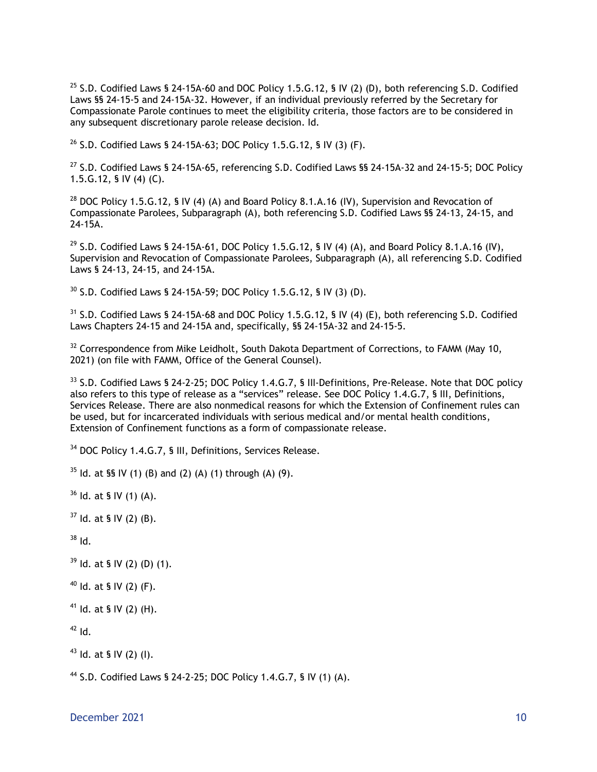[25] S.D. Codified Laws § 24-15A-60 and DOC Policy 1.5.G.12, § IV (2) (D), both referencing S.D. Codified Laws §§ 24-15-5 and 24-15A-32. However, if an individual previously referred by the Secretary for Compassionate Parole continues to meet the eligibility criteria, those factors are to be considered in any subsequent discretionary parole release decision. Id.

[26] S.D. Codified Laws § 24-15A-63; DOC Policy 1.5.G.12, § IV (3) (F).

[27] S.D. Codified Laws § 24-15A-65, referencing S.D. Codified Laws §§ 24-15A-32 and 24-15-5; DOC Policy 1.5.G.12, § IV (4) (C).

[28] DOC Policy 1.5.G.12, § IV (4) (A) and Board Policy 8.1.A.16 (IV), Supervision and Revocation of Compassionate Parolees, Subparagraph (A), both referencing S.D. Codified Laws §§ 24-13, 24-15, and 24-15A.

[29] S.D. Codified Laws § 24-15A-61, DOC Policy 1.5.G.12, § IV (4) (A), and Board Policy 8.1.A.16 (IV), Supervision and Revocation of Compassionate Parolees, Subparagraph (A), all referencing S.D. Codified Laws § 24-13, 24-15, and 24-15A.

[30] S.D. Codified Laws § 24-15A-59; DOC Policy 1.5.G.12, § IV (3) (D).

[31] S.D. Codified Laws § 24-15A-68 and DOC Policy 1.5.G.12, § IV (4) (E), both referencing S.D. Codified Laws Chapters 24-15 and 24-15A and, specifically, §§ 24-15A-32 and 24-15-5.

[32] Correspondence from Mike Leidholt, South Dakota Department of Corrections, to FAMM (May 10, 2021) (on file with FAMM, Office of the General Counsel).

[33] S.D. Codified Laws § 24-2-25; DOC Policy 1.4.G.7, § III-Definitions, Pre-Release. Note that DOC policy also refers to this type of release as a "services" release. See DOC Policy 1.4.G.7, § III, Definitions, Services Release. There are also nonmedical reasons for which the Extension of Confinement rules can be used, but for incarcerated individuals with serious medical and/or mental health conditions, Extension of Confinement functions as a form of compassionate release.

[34] DOC Policy 1.4.G.7, § III, Definitions, Services Release.

[35] Id. at §§ IV (1) (B) and (2) (A) (1) through (A) (9).

[36] Id. at § IV (1) (A).

[37] Id. at § IV (2) (B).

[38] Id.

[39] Id. at § IV (2) (D) (1).

[40] Id. at § IV (2) (F).

[41] Id. at § IV (2) (H).

[42] Id.

[43] Id. at § IV (2) (I).

[44] S.D. Codified Laws § 24-2-25; DOC Policy 1.4.G.7, § IV (1) (A).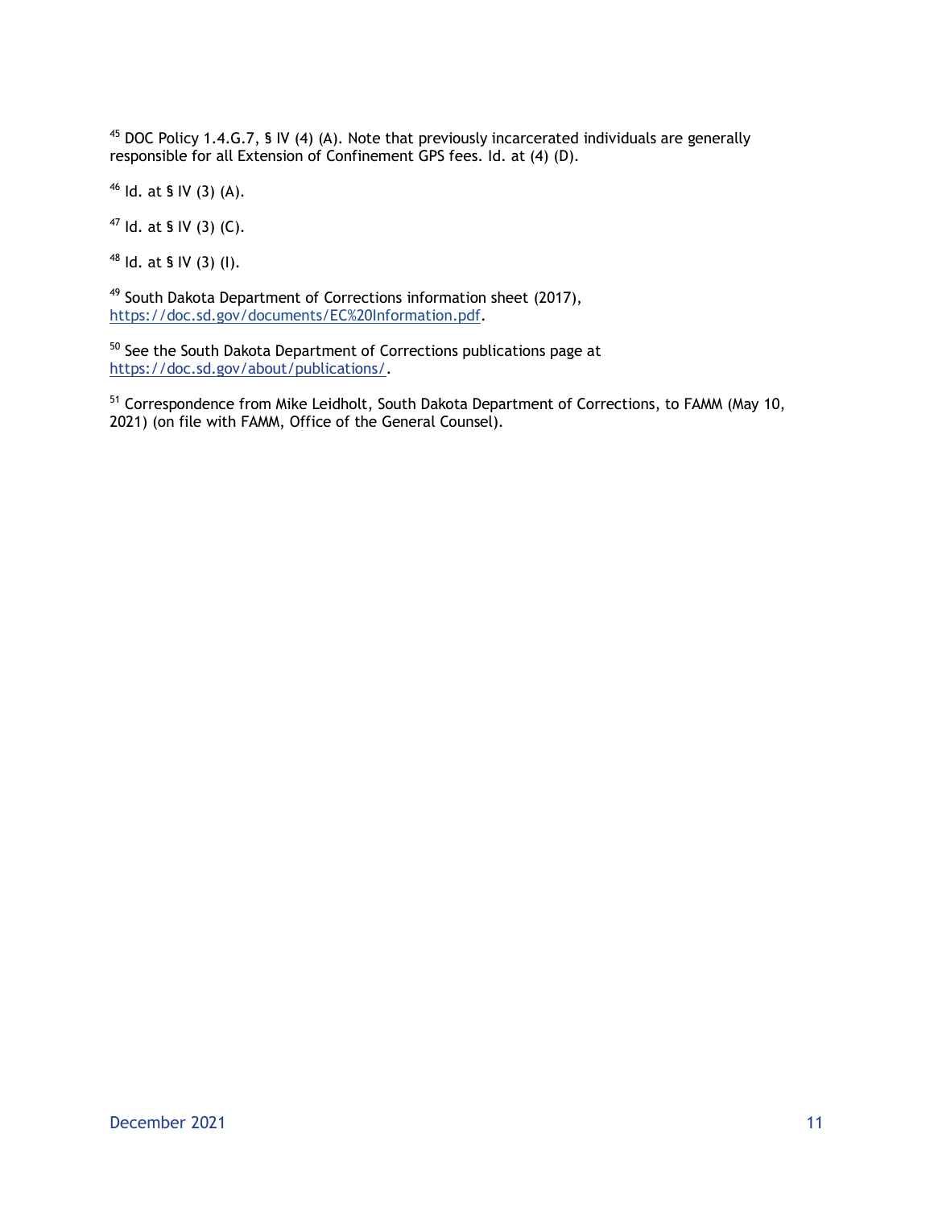[45] DOC Policy 1.4.G.7, § IV (4) (A). Note that previously incarcerated individuals are generally responsible for all Extension of Confinement GPS fees. Id. at (4) (D).

[46] Id. at § IV (3) (A).

[47] Id. at § IV (3) (C).

[48] Id. at § IV (3) (I).

[49] South Dakota Department of Corrections information sheet (2017), https://doc.sd.gov/documents/EC%20Information.pdf.

[50] See the South Dakota Department of Corrections publications page at https://doc.sd.gov/about/publications/.

[51] Correspondence from Mike Leidholt, South Dakota Department of Corrections, to FAMM (May 10, 2021) (on file with FAMM, Office of the General Counsel).